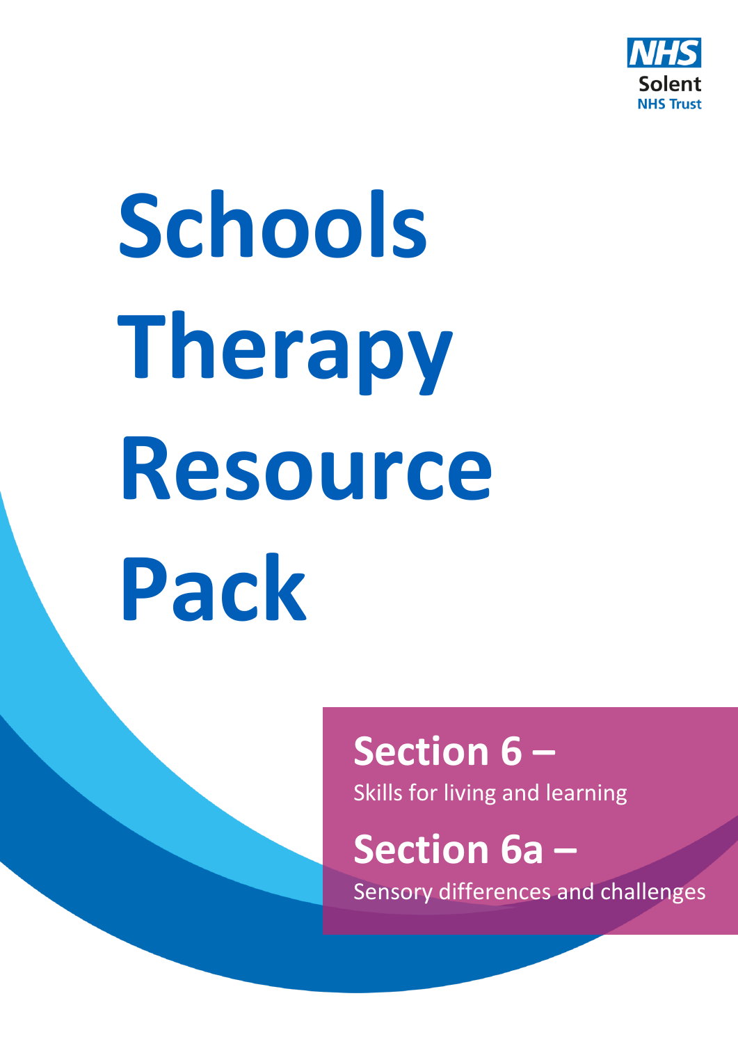NHS
Solent
NHS Trust

# Schools Therapy Resource Pack

## Section 6 –

Skills for living and learning

## Section 6a –

Sensory differences and challenges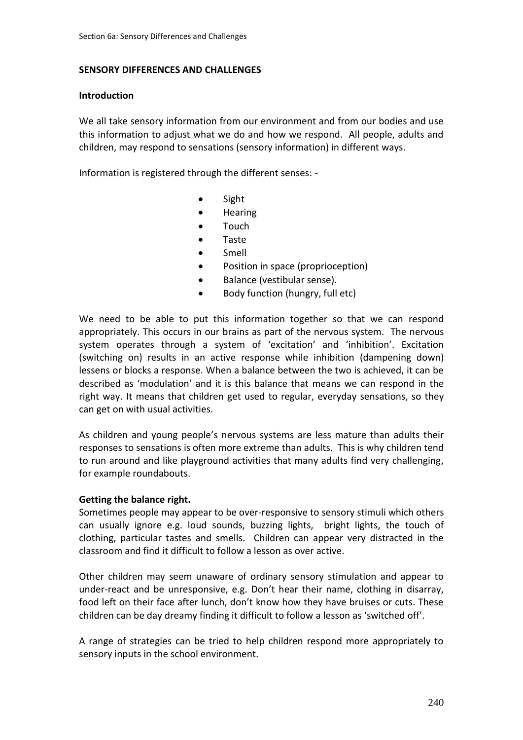## SENSORY DIFFERENCES AND CHALLENGES

### Introduction

We all take sensory information from our environment and from our bodies and use this information to adjust what we do and how we respond. All people, adults and children, may respond to sensations (sensory information) in different ways.

Information is registered through the different senses: -

- Sight
- Hearing
- Touch
- Taste
- Smell
- Position in space (proprioception)
- Balance (vestibular sense).
- Body function (hungry, full etc)

We need to be able to put this information together so that we can respond appropriately. This occurs in our brains as part of the nervous system. The nervous system operates through a system of 'excitation' and 'inhibition'. Excitation (switching on) results in an active response while inhibition (dampening down) lessens or blocks a response. When a balance between the two is achieved, it can be described as 'modulation' and it is this balance that means we can respond in the right way. It means that children get used to regular, everyday sensations, so they can get on with usual activities.

As children and young people's nervous systems are less mature than adults their responses to sensations is often more extreme than adults. This is why children tend to run around and like playground activities that many adults find very challenging, for example roundabouts.

### Getting the balance right.

Sometimes people may appear to be over-responsive to sensory stimuli which others can usually ignore e.g. loud sounds, buzzing lights, bright lights, the touch of clothing, particular tastes and smells. Children can appear very distracted in the classroom and find it difficult to follow a lesson as over active.

Other children may seem unaware of ordinary sensory stimulation and appear to under-react and be unresponsive, e.g. Don't hear their name, clothing in disarray, food left on their face after lunch, don't know how they have bruises or cuts. These children can be day dreamy finding it difficult to follow a lesson as 'switched off'.

A range of strategies can be tried to help children respond more appropriately to sensory inputs in the school environment.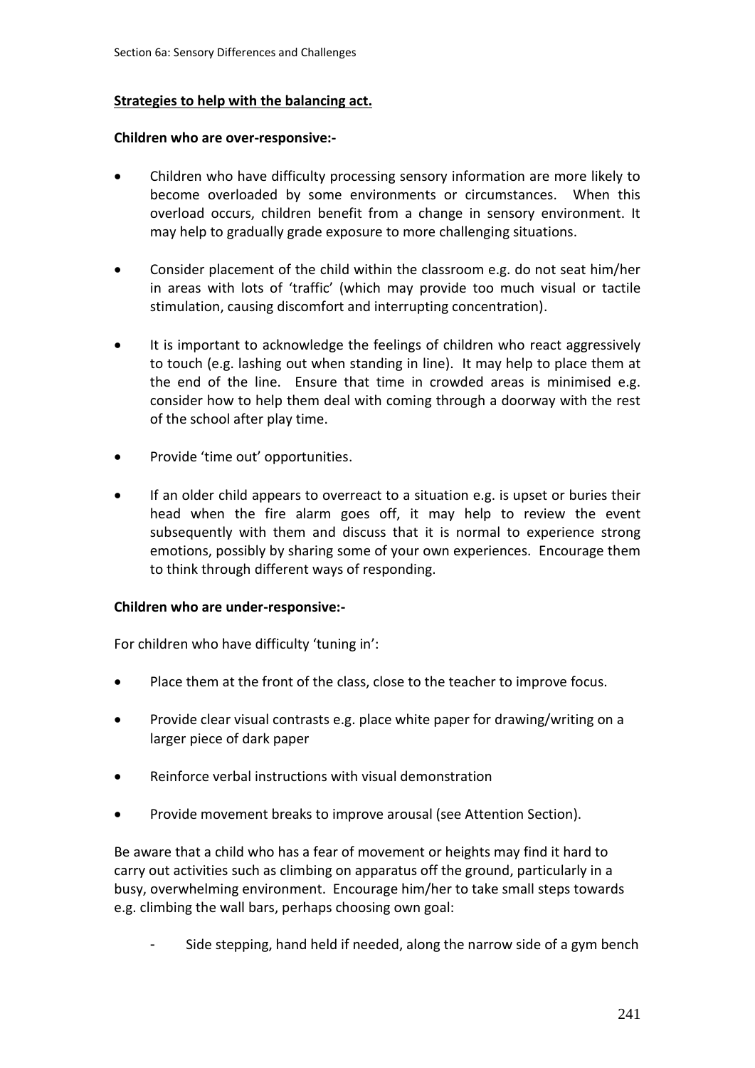## Strategies to help with the balancing act.

**Children who are over-responsive:-**

- Children who have difficulty processing sensory information are more likely to become overloaded by some environments or circumstances. When this overload occurs, children benefit from a change in sensory environment. It may help to gradually grade exposure to more challenging situations.

- Consider placement of the child within the classroom e.g. do not seat him/her in areas with lots of 'traffic' (which may provide too much visual or tactile stimulation, causing discomfort and interrupting concentration).

- It is important to acknowledge the feelings of children who react aggressively to touch (e.g. lashing out when standing in line). It may help to place them at the end of the line. Ensure that time in crowded areas is minimised e.g. consider how to help them deal with coming through a doorway with the rest of the school after play time.

- Provide 'time out' opportunities.

- If an older child appears to overreact to a situation e.g. is upset or buries their head when the fire alarm goes off, it may help to review the event subsequently with them and discuss that it is normal to experience strong emotions, possibly by sharing some of your own experiences. Encourage them to think through different ways of responding.

**Children who are under-responsive:-**

For children who have difficulty 'tuning in':

- Place them at the front of the class, close to the teacher to improve focus.

- Provide clear visual contrasts e.g. place white paper for drawing/writing on a larger piece of dark paper

- Reinforce verbal instructions with visual demonstration

- Provide movement breaks to improve arousal (see Attention Section).

Be aware that a child who has a fear of movement or heights may find it hard to carry out activities such as climbing on apparatus off the ground, particularly in a busy, overwhelming environment. Encourage him/her to take small steps towards e.g. climbing the wall bars, perhaps choosing own goal:

- Side stepping, hand held if needed, along the narrow side of a gym bench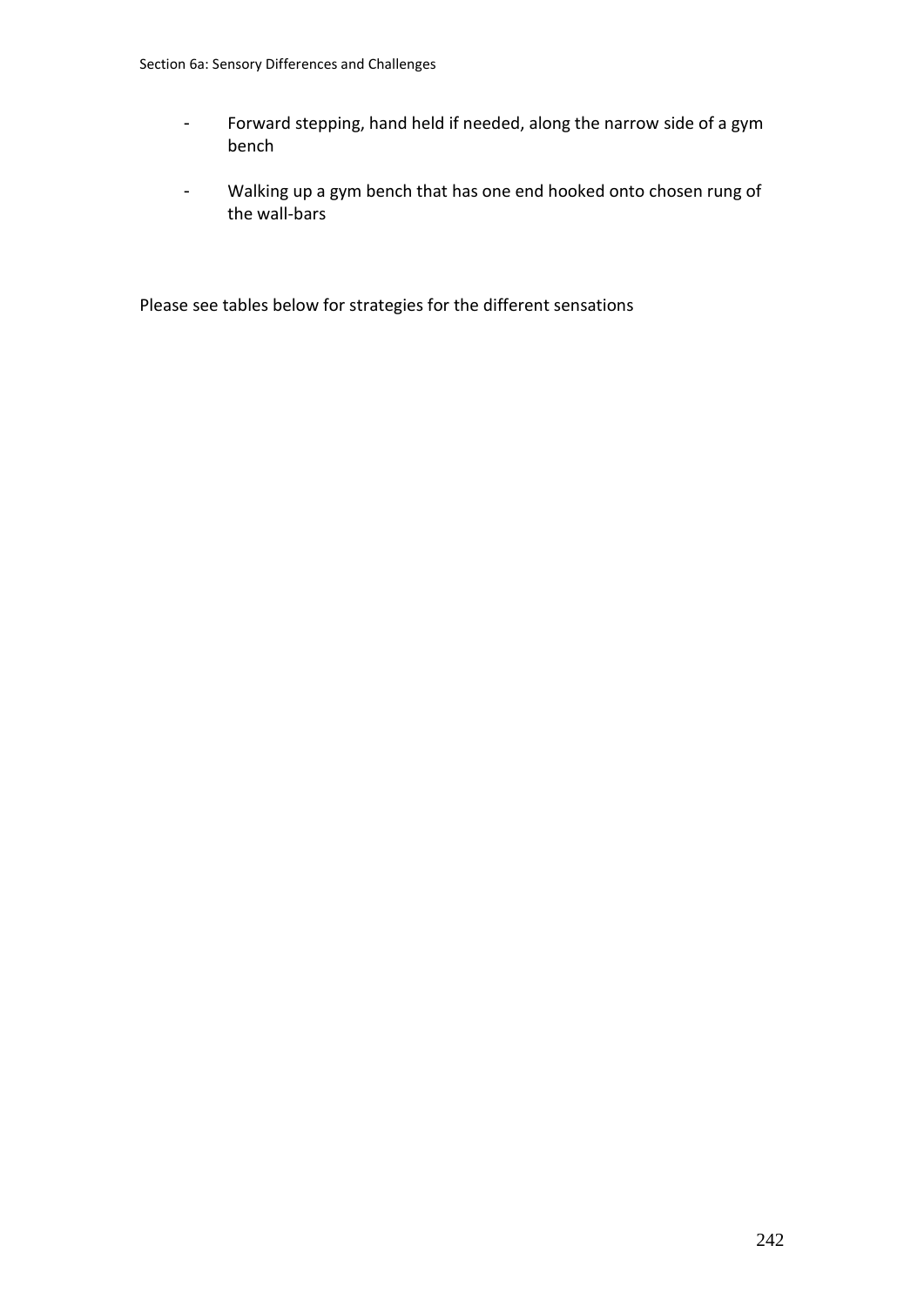- Forward stepping, hand held if needed, along the narrow side of a gym bench
- Walking up a gym bench that has one end hooked onto chosen rung of the wall-bars

Please see tables below for strategies for the different sensations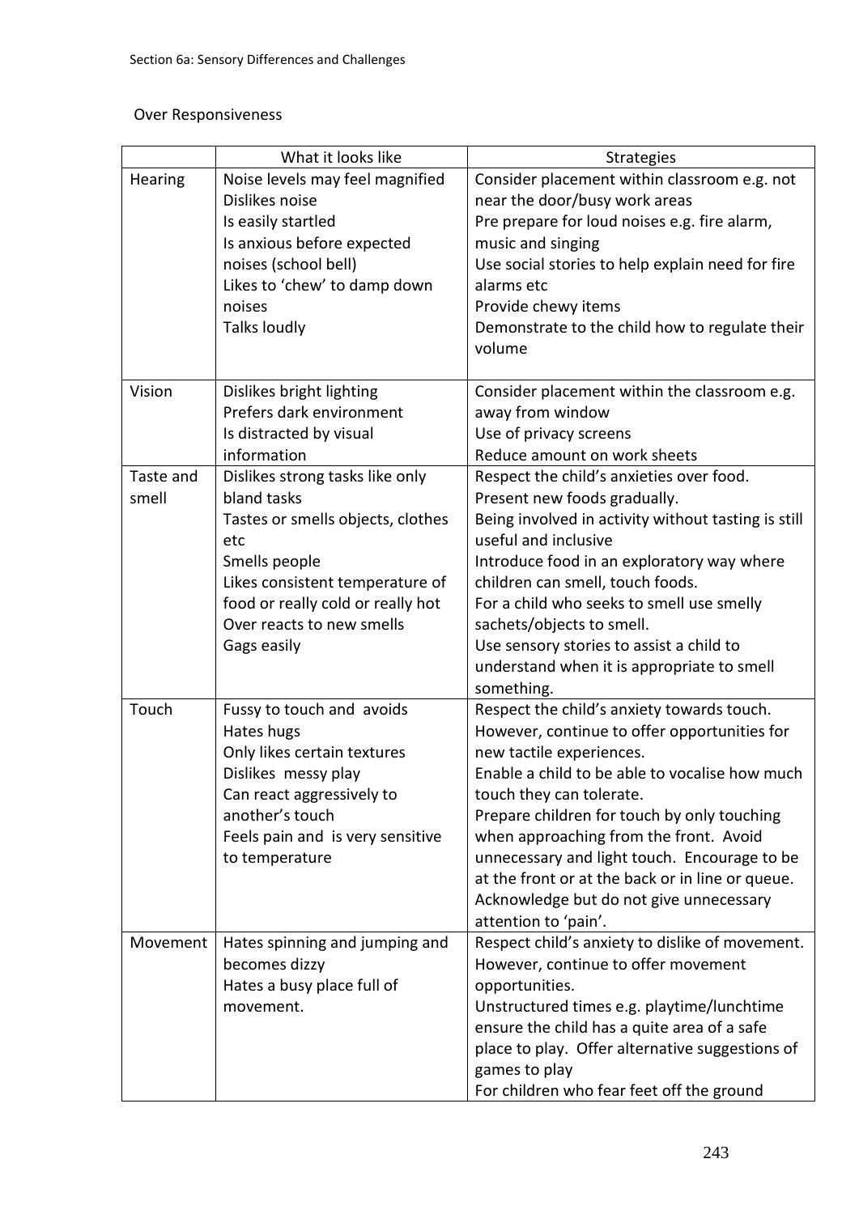Over Responsiveness

| | What it looks like | Strategies |
|---|---|---|
| Hearing | Noise levels may feel magnified<br>Dislikes noise<br>Is easily startled<br>Is anxious before expected noises (school bell)<br>Likes to 'chew' to damp down noises<br>Talks loudly | Consider placement within classroom e.g. not near the door/busy work areas<br>Pre prepare for loud noises e.g. fire alarm, music and singing<br>Use social stories to help explain need for fire alarms etc<br>Provide chewy items<br>Demonstrate to the child how to regulate their volume |
| Vision | Dislikes bright lighting<br>Prefers dark environment<br>Is distracted by visual information | Consider placement within the classroom e.g. away from window<br>Use of privacy screens<br>Reduce amount on work sheets |
| Taste and smell | Dislikes strong tasks like only bland tasks<br>Tastes or smells objects, clothes etc<br>Smells people<br>Likes consistent temperature of food or really cold or really hot<br>Over reacts to new smells<br>Gags easily | Respect the child's anxieties over food.<br>Present new foods gradually.<br>Being involved in activity without tasting is still useful and inclusive<br>Introduce food in an exploratory way where children can smell, touch foods.<br>For a child who seeks to smell use smelly sachets/objects to smell.<br>Use sensory stories to assist a child to understand when it is appropriate to smell something. |
| Touch | Fussy to touch and avoids<br>Hates hugs<br>Only likes certain textures<br>Dislikes messy play<br>Can react aggressively to another's touch<br>Feels pain and is very sensitive to temperature | Respect the child's anxiety towards touch. However, continue to offer opportunities for new tactile experiences.<br>Enable a child to be able to vocalise how much touch they can tolerate.<br>Prepare children for touch by only touching when approaching from the front. Avoid unnecessary and light touch. Encourage to be at the front or at the back or in line or queue.<br>Acknowledge but do not give unnecessary attention to 'pain'. |
| Movement | Hates spinning and jumping and becomes dizzy<br>Hates a busy place full of movement. | Respect child's anxiety to dislike of movement. However, continue to offer movement opportunities.<br>Unstructured times e.g. playtime/lunchtime ensure the child has a quite area of a safe place to play. Offer alternative suggestions of games to play<br>For children who fear feet off the ground |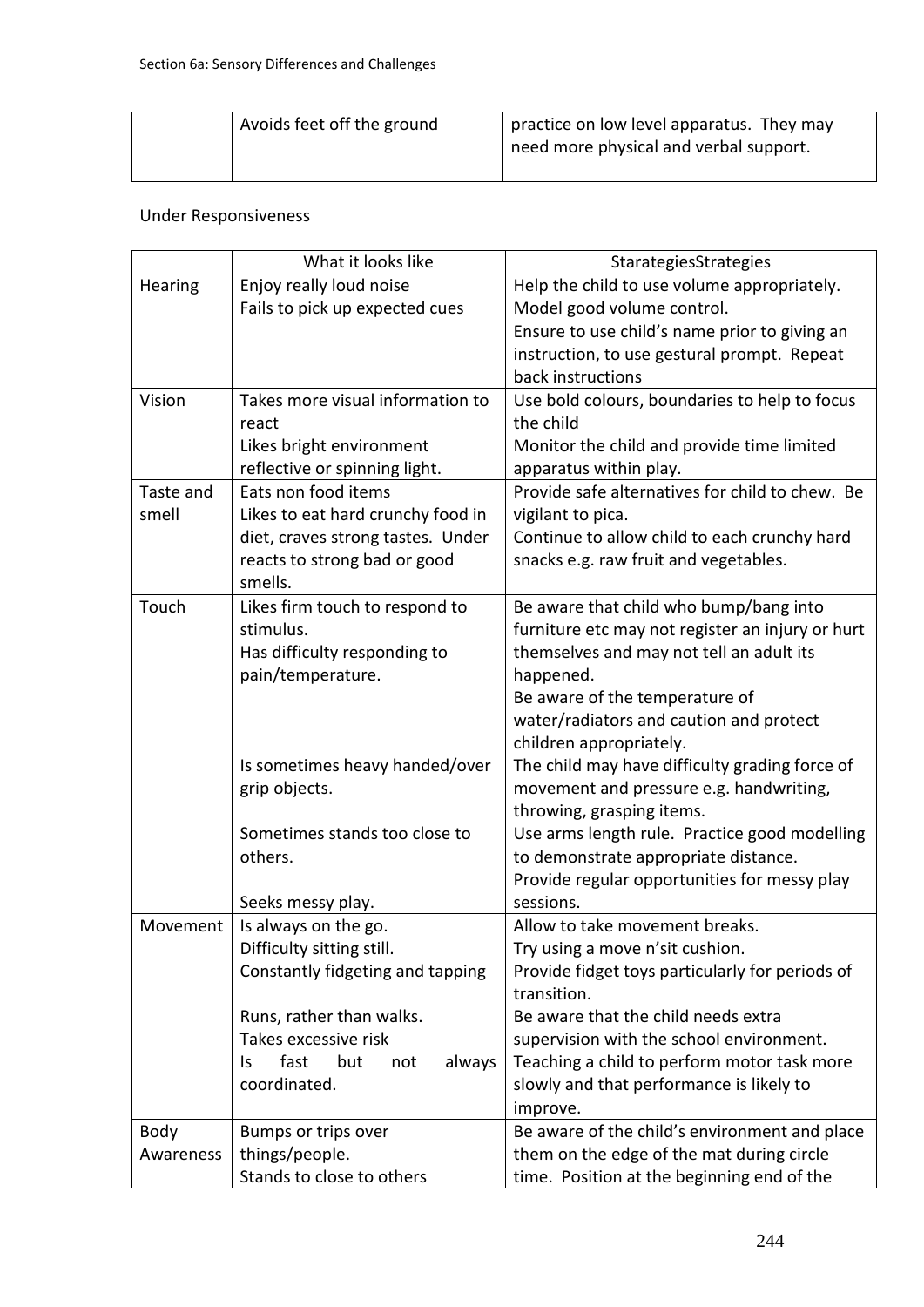| | Avoids feet off the ground | practice on low level apparatus. They may need more physical and verbal support. |
|---|---|---|

Under Responsiveness

| | What it looks like | StarategiesStrategies |
|---|---|---|
| Hearing | Enjoy really loud noise<br>Fails to pick up expected cues | Help the child to use volume appropriately.<br>Model good volume control.<br>Ensure to use child's name prior to giving an instruction, to use gestural prompt. Repeat back instructions |
| Vision | Takes more visual information to react<br>Likes bright environment reflective or spinning light. | Use bold colours, boundaries to help to focus the child<br>Monitor the child and provide time limited apparatus within play. |
| Taste and smell | Eats non food items<br>Likes to eat hard crunchy food in diet, craves strong tastes. Under reacts to strong bad or good smells. | Provide safe alternatives for child to chew. Be vigilant to pica.<br>Continue to allow child to each crunchy hard snacks e.g. raw fruit and vegetables. |
| Touch | Likes firm touch to respond to stimulus.<br>Has difficulty responding to pain/temperature.<br><br>Is sometimes heavy handed/over grip objects.<br><br>Sometimes stands too close to others.<br><br>Seeks messy play. | Be aware that child who bump/bang into furniture etc may not register an injury or hurt themselves and may not tell an adult its happened.<br>Be aware of the temperature of water/radiators and caution and protect children appropriately.<br>The child may have difficulty grading force of movement and pressure e.g. handwriting, throwing, grasping items.<br>Use arms length rule. Practice good modelling to demonstrate appropriate distance.<br>Provide regular opportunities for messy play sessions. |
| Movement | Is always on the go.<br>Difficulty sitting still.<br>Constantly fidgeting and tapping<br><br>Runs, rather than walks.<br>Takes excessive risk<br>Is fast but not always coordinated. | Allow to take movement breaks.<br>Try using a move n'sit cushion.<br>Provide fidget toys particularly for periods of transition.<br>Be aware that the child needs extra supervision with the school environment.<br>Teaching a child to perform motor task more slowly and that performance is likely to improve. |
| Body Awareness | Bumps or trips over things/people.<br>Stands to close to others | Be aware of the child's environment and place them on the edge of the mat during circle time. Position at the beginning end of the |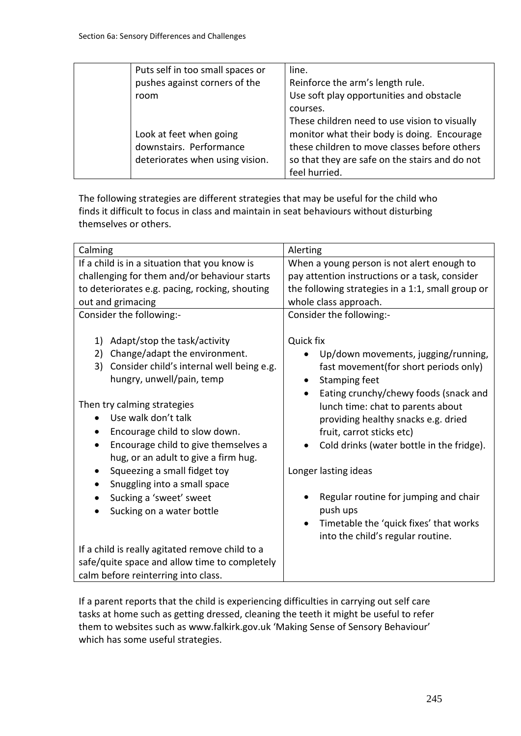| | | |
|---|---|---|
| | Puts self in too small spaces or pushes against corners of the room | line.<br>Reinforce the arm's length rule.<br>Use soft play opportunities and obstacle courses. |
| | Look at feet when going downstairs. Performance deteriorates when using vision. | These children need to use vision to visually monitor what their body is doing. Encourage these children to move classes before others so that they are safe on the stairs and do not feel hurried. |

The following strategies are different strategies that may be useful for the child who finds it difficult to focus in class and maintain in seat behaviours without disturbing themselves or others.

| Calming | Alerting |
|---|---|
| If a child is in a situation that you know is challenging for them and/or behaviour starts to deteriorate e.g. pacing, rocking, shouting out and grimacing | When a young person is not alert enough to pay attention instructions or a task, consider the following strategies in a 1:1, small group or whole class approach. |
| Consider the following:-<br><br>1) Adapt/stop the task/activity<br>2) Change/adapt the environment.<br>3) Consider child's internal well being e.g. hungry, unwell/pain, temp<br><br>Then try calming strategies<br>• Use walk don't talk<br>• Encourage child to slow down.<br>• Encourage child to give themselves a hug, or an adult to give a firm hug.<br>• Squeezing a small fidget toy<br>• Snuggling into a small space<br>• Sucking a 'sweet' sweet<br>• Sucking on a water bottle<br><br>If a child is really agitated remove child to a safe/quite space and allow time to completely calm before reinterring into class. | Consider the following:-<br><br>Quick fix<br>• Up/down movements, jugging/running, fast movement(for short periods only)<br>• Stamping feet<br>• Eating crunchy/chewy foods (snack and lunch time: chat to parents about providing healthy snacks e.g. dried fruit, carrot sticks etc)<br>• Cold drinks (water bottle in the fridge).<br><br>Longer lasting ideas<br><br>• Regular routine for jumping and chair push ups<br>• Timetable the 'quick fixes' that works into the child's regular routine. |

If a parent reports that the child is experiencing difficulties in carrying out self care tasks at home such as getting dressed, cleaning the teeth it might be useful to refer them to websites such as www.falkirk.gov.uk 'Making Sense of Sensory Behaviour' which has some useful strategies.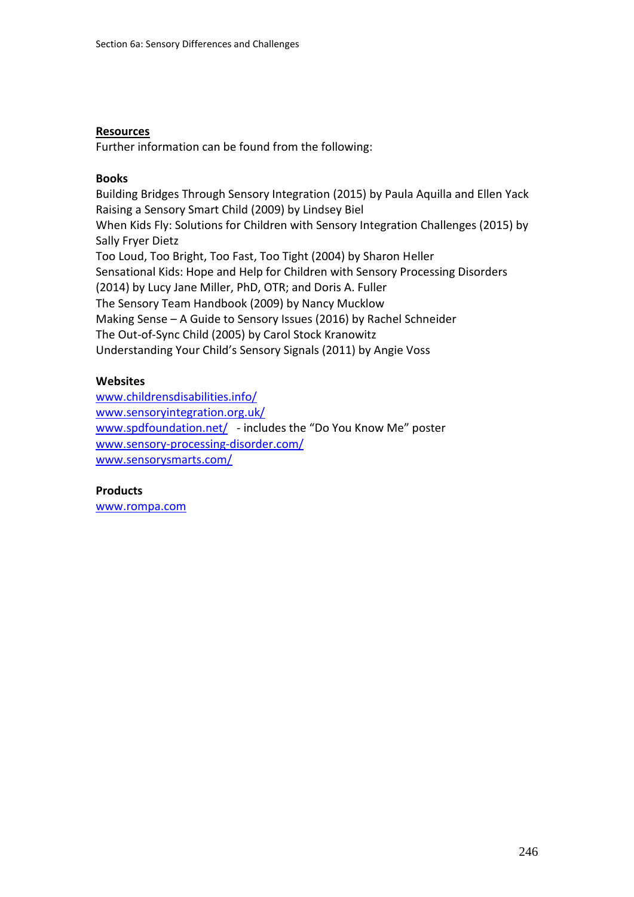## Resources

Further information can be found from the following:

### Books

Building Bridges Through Sensory Integration (2015) by Paula Aquilla and Ellen Yack
Raising a Sensory Smart Child (2009) by Lindsey Biel
When Kids Fly: Solutions for Children with Sensory Integration Challenges (2015) by Sally Fryer Dietz
Too Loud, Too Bright, Too Fast, Too Tight (2004) by Sharon Heller
Sensational Kids: Hope and Help for Children with Sensory Processing Disorders (2014) by Lucy Jane Miller, PhD, OTR; and Doris A. Fuller
The Sensory Team Handbook (2009) by Nancy Mucklow
Making Sense – A Guide to Sensory Issues (2016) by Rachel Schneider
The Out-of-Sync Child (2005) by Carol Stock Kranowitz
Understanding Your Child's Sensory Signals (2011) by Angie Voss

### Websites

www.childrensdisabilities.info/
www.sensoryintegration.org.uk/
www.spdfoundation.net/ - includes the "Do You Know Me" poster
www.sensory-processing-disorder.com/
www.sensorysmarts.com/

### Products

www.rompa.com